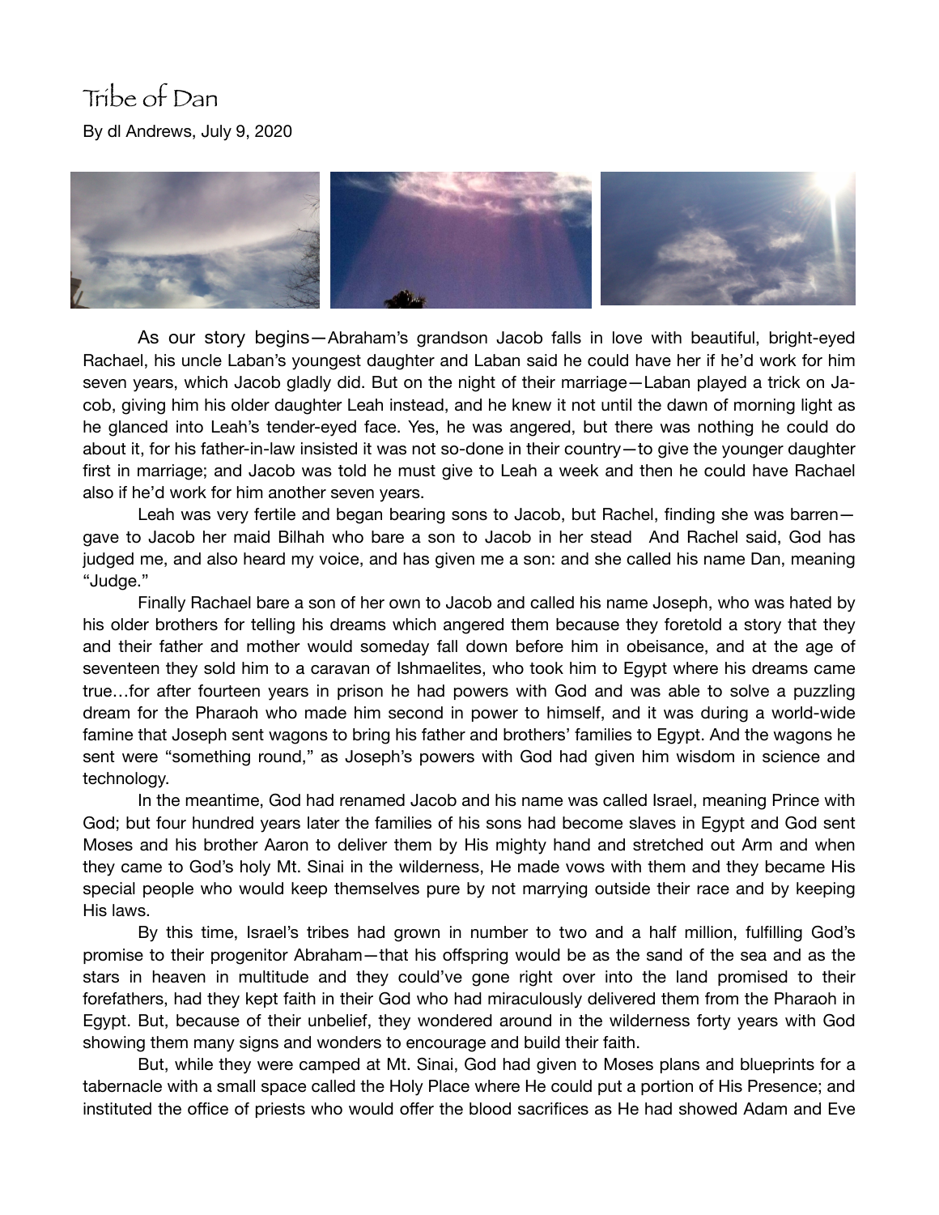# Tribe of Dan

By dl Andrews, July 9, 2020

As our story begins—Abraham's grandson Jacob falls in love with beautiful, bright-eyed Rachael, his uncle Laban's youngest daughter and Laban said he could have her if he'd work for him seven years, which Jacob gladly did. But on the night of their marriage—Laban played a trick on Jacob, giving him his older daughter Leah instead, and he knew it not until the dawn of morning light as he glanced into Leah's tender-eyed face. Yes, he was angered, but there was nothing he could do about it, for his father-in-law insisted it was not so-done in their country—to give the younger daughter first in marriage; and Jacob was told he must give to Leah a week and then he could have Rachael also if he'd work for him another seven years.

Leah was very fertile and began bearing sons to Jacob, but Rachel, finding she was barren—gave to Jacob her maid Bilhah who bare a son to Jacob in her stead And Rachel said, God has judged me, and also heard my voice, and has given me a son: and she called his name Dan, meaning "Judge."

Finally Rachael bare a son of her own to Jacob and called his name Joseph, who was hated by his older brothers for telling his dreams which angered them because they foretold a story that they and their father and mother would someday fall down before him in obeisance, and at the age of seventeen they sold him to a caravan of Ishmaelites, who took him to Egypt where his dreams came true…for after fourteen years in prison he had powers with God and was able to solve a puzzling dream for the Pharaoh who made him second in power to himself, and it was during a world-wide famine that Joseph sent wagons to bring his father and brothers' families to Egypt. And the wagons he sent were "something round," as Joseph's powers with God had given him wisdom in science and technology.

In the meantime, God had renamed Jacob and his name was called Israel, meaning Prince with God; but four hundred years later the families of his sons had become slaves in Egypt and God sent Moses and his brother Aaron to deliver them by His mighty hand and stretched out Arm and when they came to God's holy Mt. Sinai in the wilderness, He made vows with them and they became His special people who would keep themselves pure by not marrying outside their race and by keeping His laws.

By this time, Israel's tribes had grown in number to two and a half million, fulfilling God's promise to their progenitor Abraham—that his offspring would be as the sand of the sea and as the stars in heaven in multitude and they could've gone right over into the land promised to their forefathers, had they kept faith in their God who had miraculously delivered them from the Pharaoh in Egypt. But, because of their unbelief, they wondered around in the wilderness forty years with God showing them many signs and wonders to encourage and build their faith.

But, while they were camped at Mt. Sinai, God had given to Moses plans and blueprints for a tabernacle with a small space called the Holy Place where He could put a portion of His Presence; and instituted the office of priests who would offer the blood sacrifices as He had showed Adam and Eve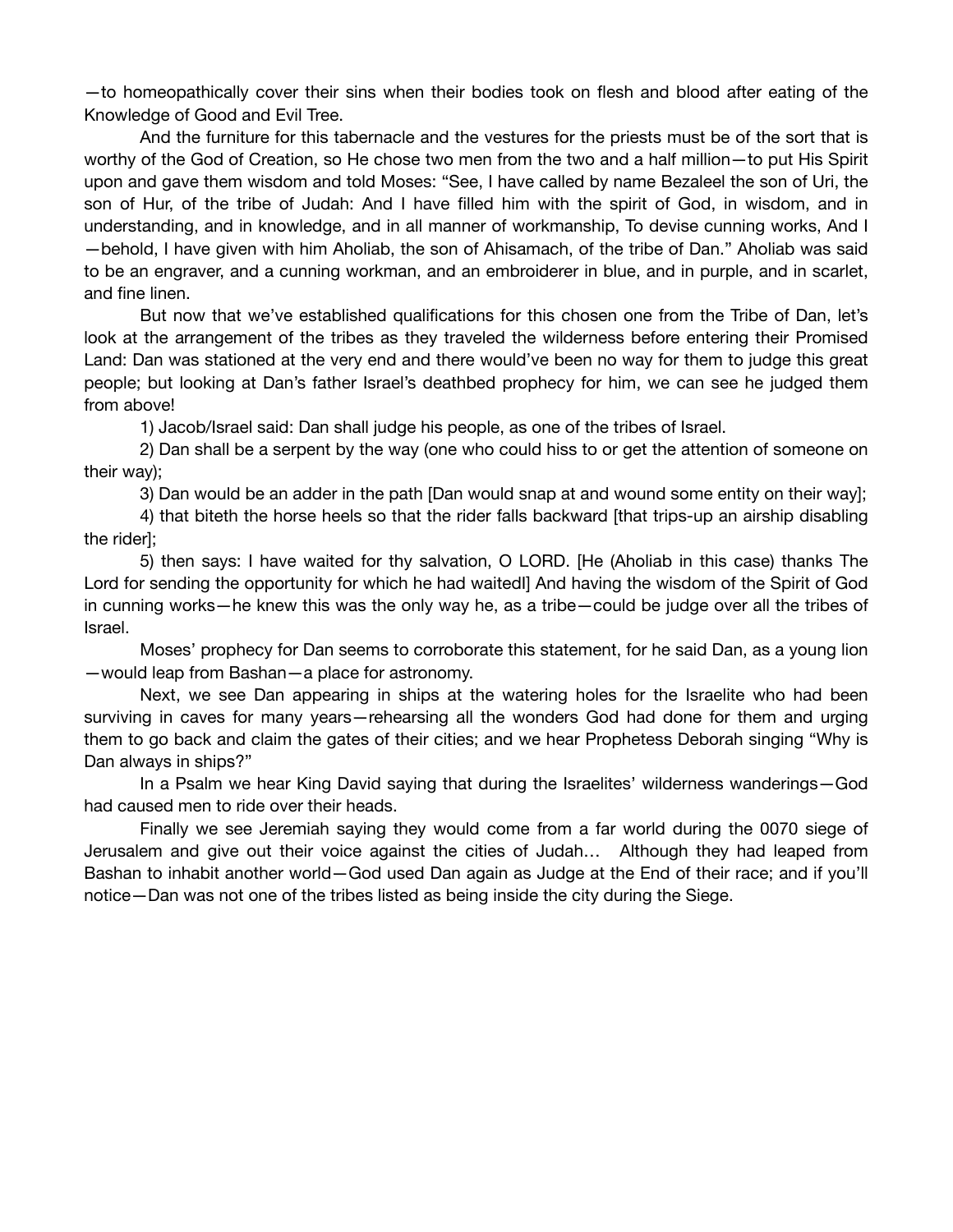—to homeopathically cover their sins when their bodies took on flesh and blood after eating of the Knowledge of Good and Evil Tree.

And the furniture for this tabernacle and the vestures for the priests must be of the sort that is worthy of the God of Creation, so He chose two men from the two and a half million—to put His Spirit upon and gave them wisdom and told Moses: "See, I have called by name Bezaleel the son of Uri, the son of Hur, of the tribe of Judah: And I have filled him with the spirit of God, in wisdom, and in understanding, and in knowledge, and in all manner of workmanship, To devise cunning works, And I—behold, I have given with him Aholiab, the son of Ahisamach, of the tribe of Dan." Aholiab was said to be an engraver, and a cunning workman, and an embroiderer in blue, and in purple, and in scarlet, and fine linen.

But now that we've established qualifications for this chosen one from the Tribe of Dan, let's look at the arrangement of the tribes as they traveled the wilderness before entering their Promised Land: Dan was stationed at the very end and there would've been no way for them to judge this great people; but looking at Dan's father Israel's deathbed prophecy for him, we can see he judged them from above!

1) Jacob/Israel said: Dan shall judge his people, as one of the tribes of Israel.

2) Dan shall be a serpent by the way (one who could hiss to or get the attention of someone on their way);

3) Dan would be an adder in the path [Dan would snap at and wound some entity on their way];

4) that biteth the horse heels so that the rider falls backward [that trips-up an airship disabling the rider];

5) then says: I have waited for thy salvation, O LORD. [He (Aholiab in this case) thanks The Lord for sending the opportunity for which he had waitedl] And having the wisdom of the Spirit of God in cunning works—he knew this was the only way he, as a tribe—could be judge over all the tribes of Israel.

Moses' prophecy for Dan seems to corroborate this statement, for he said Dan, as a young lion—would leap from Bashan—a place for astronomy.

Next, we see Dan appearing in ships at the watering holes for the Israelite who had been surviving in caves for many years—rehearsing all the wonders God had done for them and urging them to go back and claim the gates of their cities; and we hear Prophetess Deborah singing "Why is Dan always in ships?"

In a Psalm we hear King David saying that during the Israelites' wilderness wanderings—God had caused men to ride over their heads.

Finally we see Jeremiah saying they would come from a far world during the 0070 siege of Jerusalem and give out their voice against the cities of Judah… Although they had leaped from Bashan to inhabit another world—God used Dan again as Judge at the End of their race; and if you'll notice—Dan was not one of the tribes listed as being inside the city during the Siege.